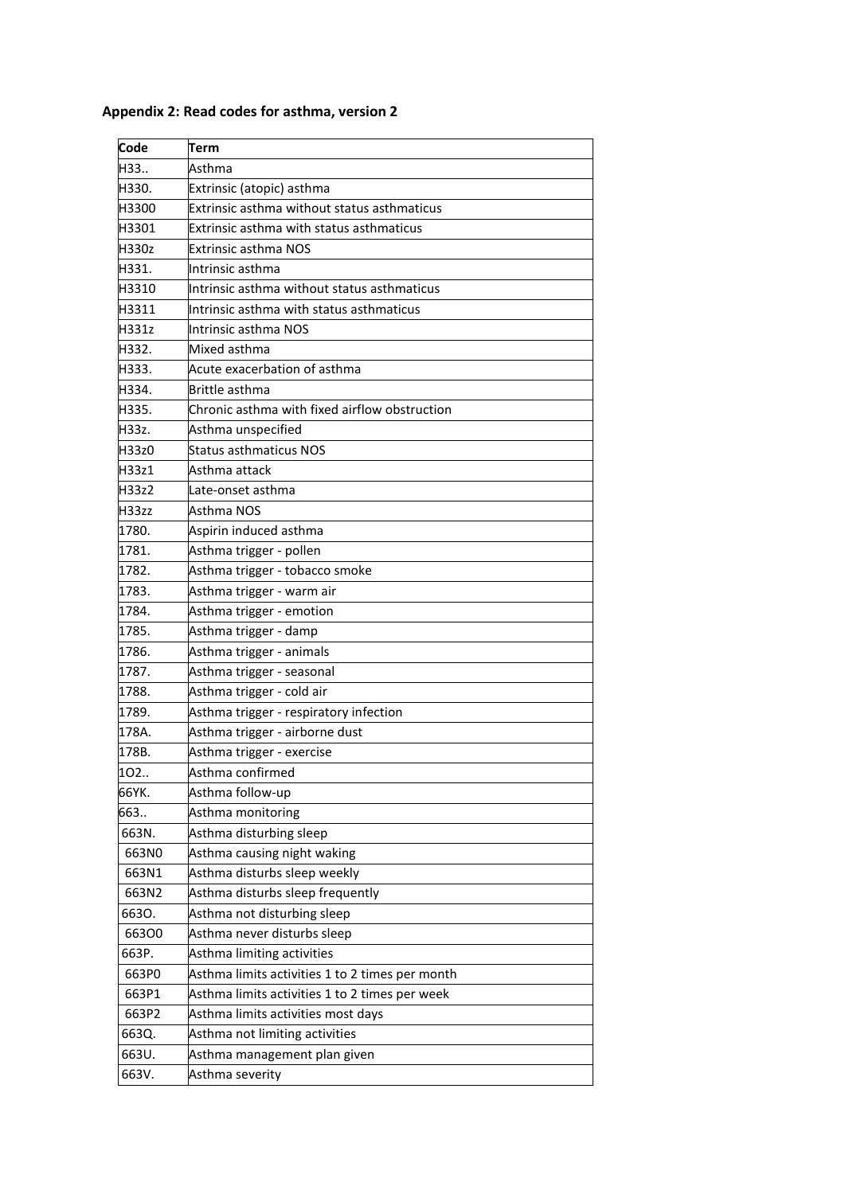**Appendix 2: Read codes for asthma, version 2**

| Code | Term |
|---|---|
| H33.. | Asthma |
| H330. | Extrinsic (atopic) asthma |
| H3300 | Extrinsic asthma without status asthmaticus |
| H3301 | Extrinsic asthma with status asthmaticus |
| H330z | Extrinsic asthma NOS |
| H331. | Intrinsic asthma |
| H3310 | Intrinsic asthma without status asthmaticus |
| H3311 | Intrinsic asthma with status asthmaticus |
| H331z | Intrinsic asthma NOS |
| H332. | Mixed asthma |
| H333. | Acute exacerbation of asthma |
| H334. | Brittle asthma |
| H335. | Chronic asthma with fixed airflow obstruction |
| H33z. | Asthma unspecified |
| H33z0 | Status asthmaticus NOS |
| H33z1 | Asthma attack |
| H33z2 | Late-onset asthma |
| H33zz | Asthma NOS |
| 1780. | Aspirin induced asthma |
| 1781. | Asthma trigger - pollen |
| 1782. | Asthma trigger - tobacco smoke |
| 1783. | Asthma trigger - warm air |
| 1784. | Asthma trigger - emotion |
| 1785. | Asthma trigger - damp |
| 1786. | Asthma trigger - animals |
| 1787. | Asthma trigger - seasonal |
| 1788. | Asthma trigger - cold air |
| 1789. | Asthma trigger - respiratory infection |
| 178A. | Asthma trigger - airborne dust |
| 178B. | Asthma trigger - exercise |
| 1O2.. | Asthma confirmed |
| 66YK. | Asthma follow-up |
| 663.. | Asthma monitoring |
| 663N. | Asthma disturbing sleep |
| 663N0 | Asthma causing night waking |
| 663N1 | Asthma disturbs sleep weekly |
| 663N2 | Asthma disturbs sleep frequently |
| 663O. | Asthma not disturbing sleep |
| 663O0 | Asthma never disturbs sleep |
| 663P. | Asthma limiting activities |
| 663P0 | Asthma limits activities 1 to 2 times per month |
| 663P1 | Asthma limits activities 1 to 2 times per week |
| 663P2 | Asthma limits activities most days |
| 663Q. | Asthma not limiting activities |
| 663U. | Asthma management plan given |
| 663V. | Asthma severity |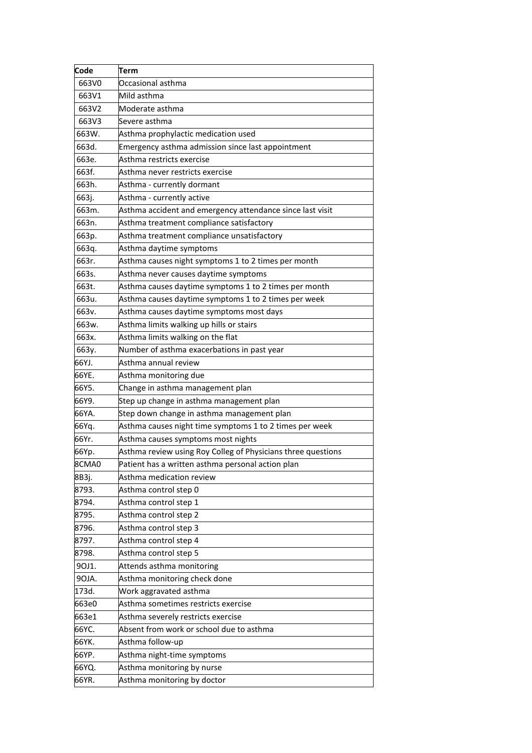| Code | Term |
| --- | --- |
| 663V0 | Occasional asthma |
| 663V1 | Mild asthma |
| 663V2 | Moderate asthma |
| 663V3 | Severe asthma |
| 663W. | Asthma prophylactic medication used |
| 663d. | Emergency asthma admission since last appointment |
| 663e. | Asthma restricts exercise |
| 663f. | Asthma never restricts exercise |
| 663h. | Asthma - currently dormant |
| 663j. | Asthma - currently active |
| 663m. | Asthma accident and emergency attendance since last visit |
| 663n. | Asthma treatment compliance satisfactory |
| 663p. | Asthma treatment compliance unsatisfactory |
| 663q. | Asthma daytime symptoms |
| 663r. | Asthma causes night symptoms 1 to 2 times per month |
| 663s. | Asthma never causes daytime symptoms |
| 663t. | Asthma causes daytime symptoms 1 to 2 times per month |
| 663u. | Asthma causes daytime symptoms 1 to 2 times per week |
| 663v. | Asthma causes daytime symptoms most days |
| 663w. | Asthma limits walking up hills or stairs |
| 663x. | Asthma limits walking on the flat |
| 663y. | Number of asthma exacerbations in past year |
| 66YJ. | Asthma annual review |
| 66YE. | Asthma monitoring due |
| 66Y5. | Change in asthma management plan |
| 66Y9. | Step up change in asthma management plan |
| 66YA. | Step down change in asthma management plan |
| 66Yq. | Asthma causes night time symptoms 1 to 2 times per week |
| 66Yr. | Asthma causes symptoms most nights |
| 66Yp. | Asthma review using Roy Colleg of Physicians three questions |
| 8CMA0 | Patient has a written asthma personal action plan |
| 8B3j. | Asthma medication review |
| 8793. | Asthma control step 0 |
| 8794. | Asthma control step 1 |
| 8795. | Asthma control step 2 |
| 8796. | Asthma control step 3 |
| 8797. | Asthma control step 4 |
| 8798. | Asthma control step 5 |
| 9OJ1. | Attends asthma monitoring |
| 9OJA. | Asthma monitoring check done |
| 173d. | Work aggravated asthma |
| 663e0 | Asthma sometimes restricts exercise |
| 663e1 | Asthma severely restricts exercise |
| 66YC. | Absent from work or school due to asthma |
| 66YK. | Asthma follow-up |
| 66YP. | Asthma night-time symptoms |
| 66YQ. | Asthma monitoring by nurse |
| 66YR. | Asthma monitoring by doctor |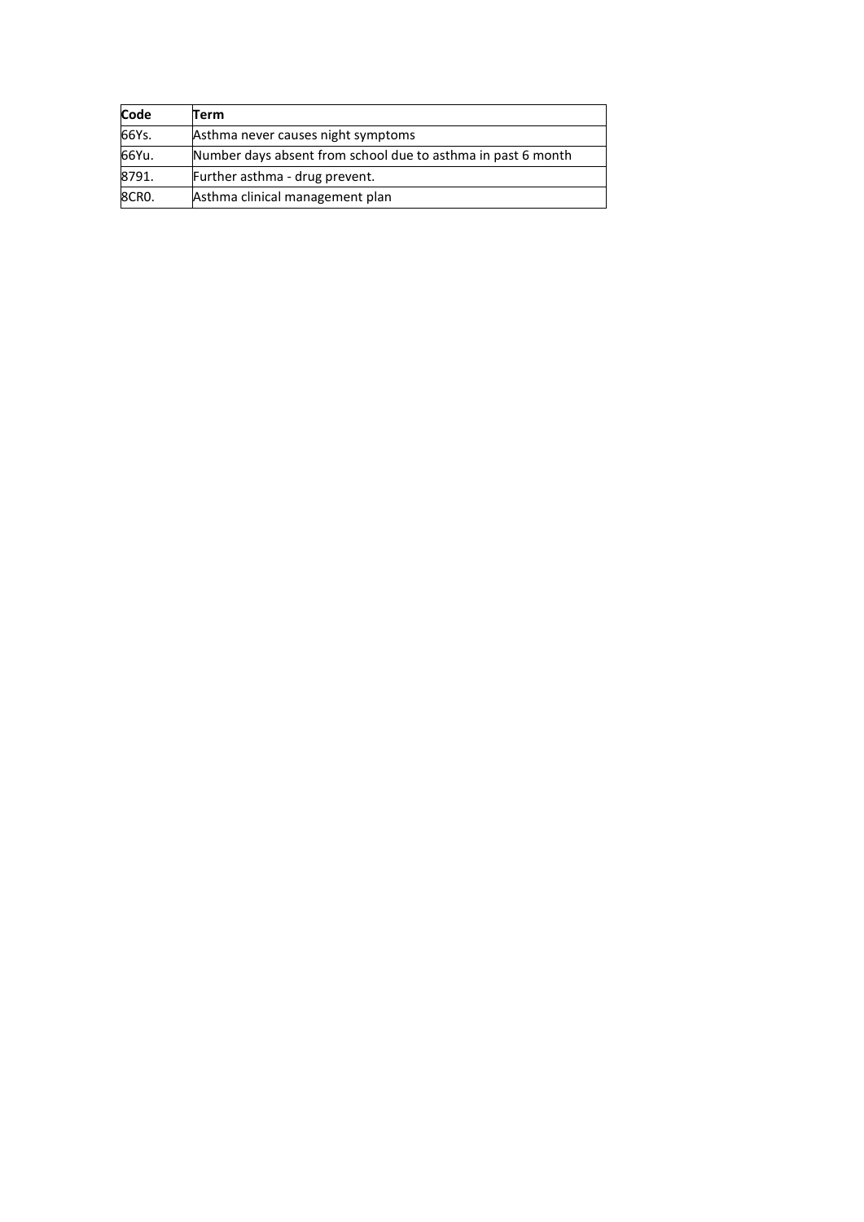| Code | Term |
| --- | --- |
| 66Ys. | Asthma never causes night symptoms |
| 66Yu. | Number days absent from school due to asthma in past 6 month |
| 8791. | Further asthma - drug prevent. |
| 8CR0. | Asthma clinical management plan |